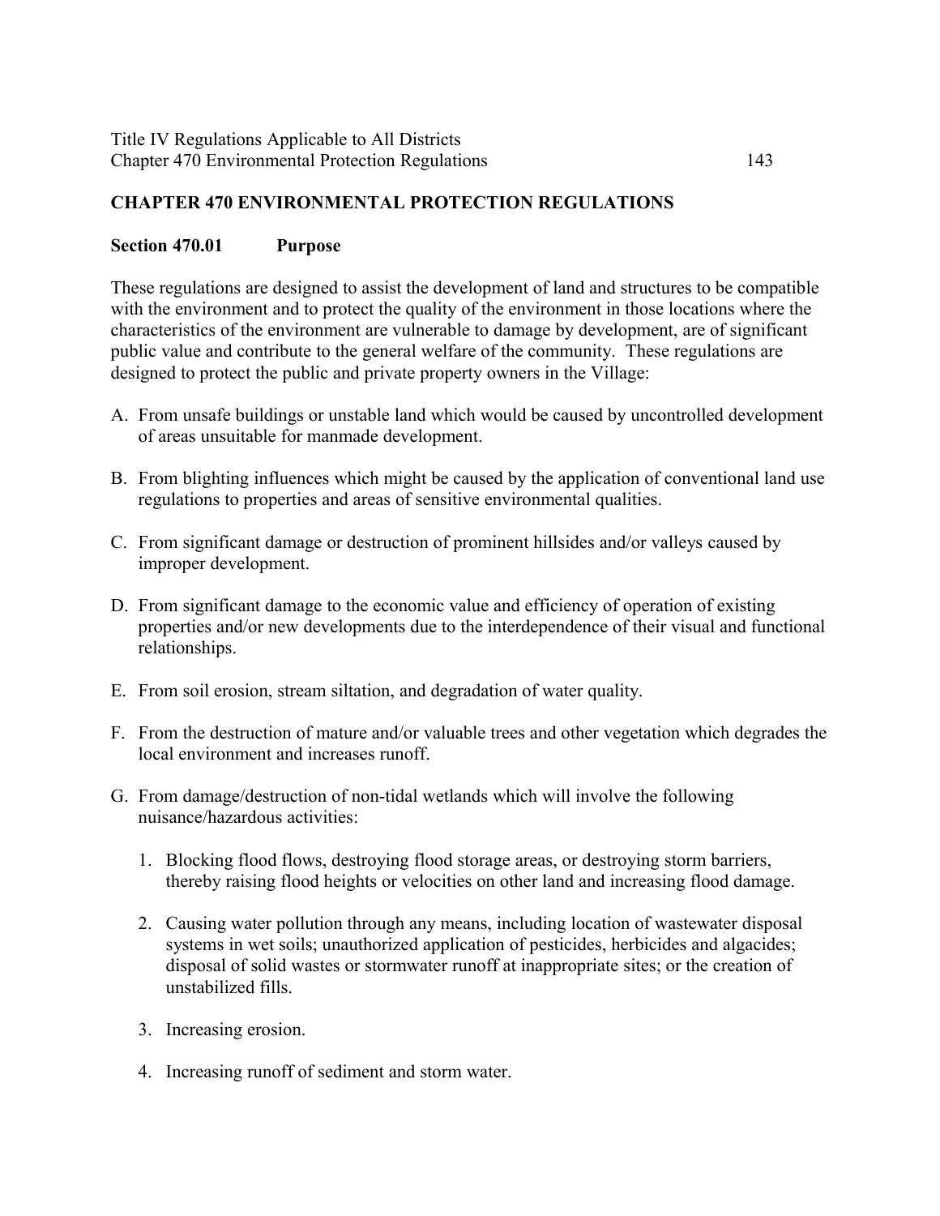# CHAPTER 470 ENVIRONMENTAL PROTECTION REGULATIONS

## Section 470.01 Purpose

These regulations are designed to assist the development of land and structures to be compatible with the environment and to protect the quality of the environment in those locations where the characteristics of the environment are vulnerable to damage by development, are of significant public value and contribute to the general welfare of the community. These regulations are designed to protect the public and private property owners in the Village:

A. From unsafe buildings or unstable land which would be caused by uncontrolled development of areas unsuitable for manmade development.

B. From blighting influences which might be caused by the application of conventional land use regulations to properties and areas of sensitive environmental qualities.

C. From significant damage or destruction of prominent hillsides and/or valleys caused by improper development.

D. From significant damage to the economic value and efficiency of operation of existing properties and/or new developments due to the interdependence of their visual and functional relationships.

E. From soil erosion, stream siltation, and degradation of water quality.

F. From the destruction of mature and/or valuable trees and other vegetation which degrades the local environment and increases runoff.

G. From damage/destruction of non-tidal wetlands which will involve the following nuisance/hazardous activities:

   1. Blocking flood flows, destroying flood storage areas, or destroying storm barriers, thereby raising flood heights or velocities on other land and increasing flood damage.

   2. Causing water pollution through any means, including location of wastewater disposal systems in wet soils; unauthorized application of pesticides, herbicides and algacides; disposal of solid wastes or stormwater runoff at inappropriate sites; or the creation of unstabilized fills.

   3. Increasing erosion.

   4. Increasing runoff of sediment and storm water.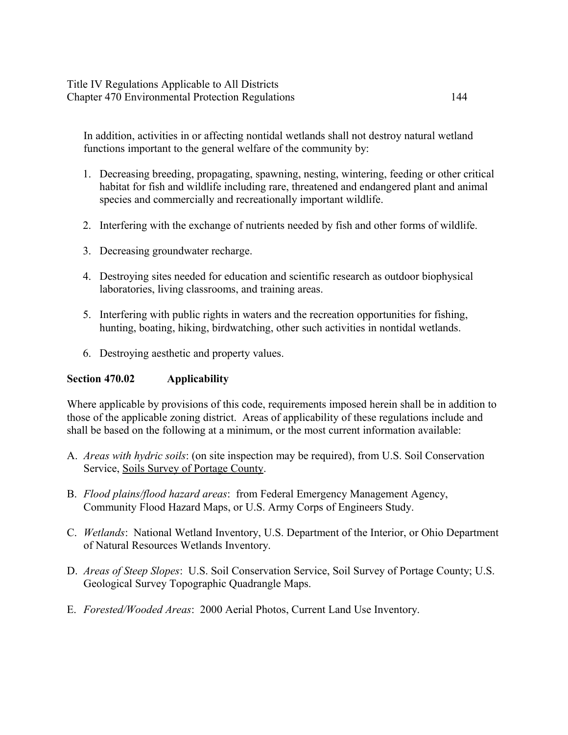In addition, activities in or affecting nontidal wetlands shall not destroy natural wetland functions important to the general welfare of the community by:

1. Decreasing breeding, propagating, spawning, nesting, wintering, feeding or other critical habitat for fish and wildlife including rare, threatened and endangered plant and animal species and commercially and recreationally important wildlife.

2. Interfering with the exchange of nutrients needed by fish and other forms of wildlife.

3. Decreasing groundwater recharge.

4. Destroying sites needed for education and scientific research as outdoor biophysical laboratories, living classrooms, and training areas.

5. Interfering with public rights in waters and the recreation opportunities for fishing, hunting, boating, hiking, birdwatching, other such activities in nontidal wetlands.

6. Destroying aesthetic and property values.

### Section 470.02 Applicability

Where applicable by provisions of this code, requirements imposed herein shall be in addition to those of the applicable zoning district. Areas of applicability of these regulations include and shall be based on the following at a minimum, or the most current information available:

A. *Areas with hydric soils*: (on site inspection may be required), from U.S. Soil Conservation Service, Soils Survey of Portage County.

B. *Flood plains/flood hazard areas*: from Federal Emergency Management Agency, Community Flood Hazard Maps, or U.S. Army Corps of Engineers Study.

C. *Wetlands*: National Wetland Inventory, U.S. Department of the Interior, or Ohio Department of Natural Resources Wetlands Inventory.

D. *Areas of Steep Slopes*: U.S. Soil Conservation Service, Soil Survey of Portage County; U.S. Geological Survey Topographic Quadrangle Maps.

E. *Forested/Wooded Areas*: 2000 Aerial Photos, Current Land Use Inventory.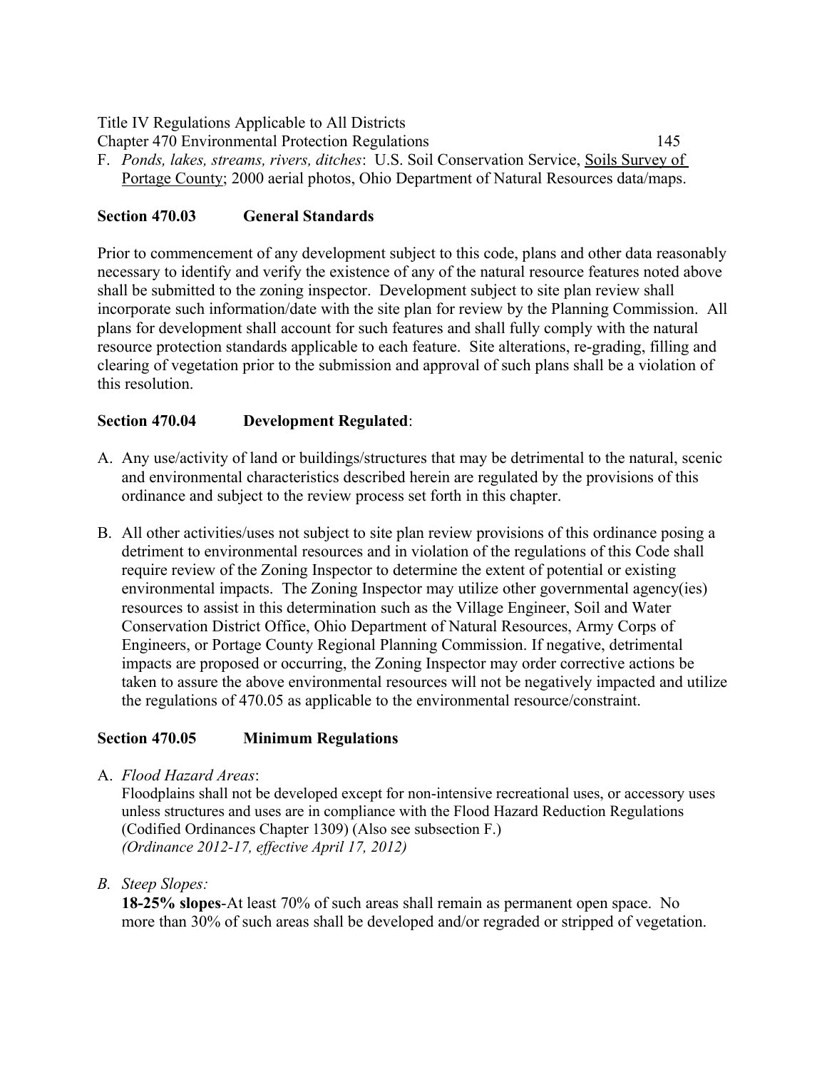F. *Ponds, lakes, streams, rivers, ditches*: U.S. Soil Conservation Service, Soils Survey of Portage County; 2000 aerial photos, Ohio Department of Natural Resources data/maps.

### Section 470.03 General Standards

Prior to commencement of any development subject to this code, plans and other data reasonably necessary to identify and verify the existence of any of the natural resource features noted above shall be submitted to the zoning inspector. Development subject to site plan review shall incorporate such information/date with the site plan for review by the Planning Commission. All plans for development shall account for such features and shall fully comply with the natural resource protection standards applicable to each feature. Site alterations, re-grading, filling and clearing of vegetation prior to the submission and approval of such plans shall be a violation of this resolution.

### Section 470.04 Development Regulated:

A. Any use/activity of land or buildings/structures that may be detrimental to the natural, scenic and environmental characteristics described herein are regulated by the provisions of this ordinance and subject to the review process set forth in this chapter.

B. All other activities/uses not subject to site plan review provisions of this ordinance posing a detriment to environmental resources and in violation of the regulations of this Code shall require review of the Zoning Inspector to determine the extent of potential or existing environmental impacts. The Zoning Inspector may utilize other governmental agency(ies) resources to assist in this determination such as the Village Engineer, Soil and Water Conservation District Office, Ohio Department of Natural Resources, Army Corps of Engineers, or Portage County Regional Planning Commission. If negative, detrimental impacts are proposed or occurring, the Zoning Inspector may order corrective actions be taken to assure the above environmental resources will not be negatively impacted and utilize the regulations of 470.05 as applicable to the environmental resource/constraint.

### Section 470.05 Minimum Regulations

A. *Flood Hazard Areas*:
Floodplains shall not be developed except for non-intensive recreational uses, or accessory uses unless structures and uses are in compliance with the Flood Hazard Reduction Regulations (Codified Ordinances Chapter 1309) (Also see subsection F.)
*(Ordinance 2012-17, effective April 17, 2012)*

*B. Steep Slopes:*
**18-25% slopes**-At least 70% of such areas shall remain as permanent open space. No more than 30% of such areas shall be developed and/or regraded or stripped of vegetation.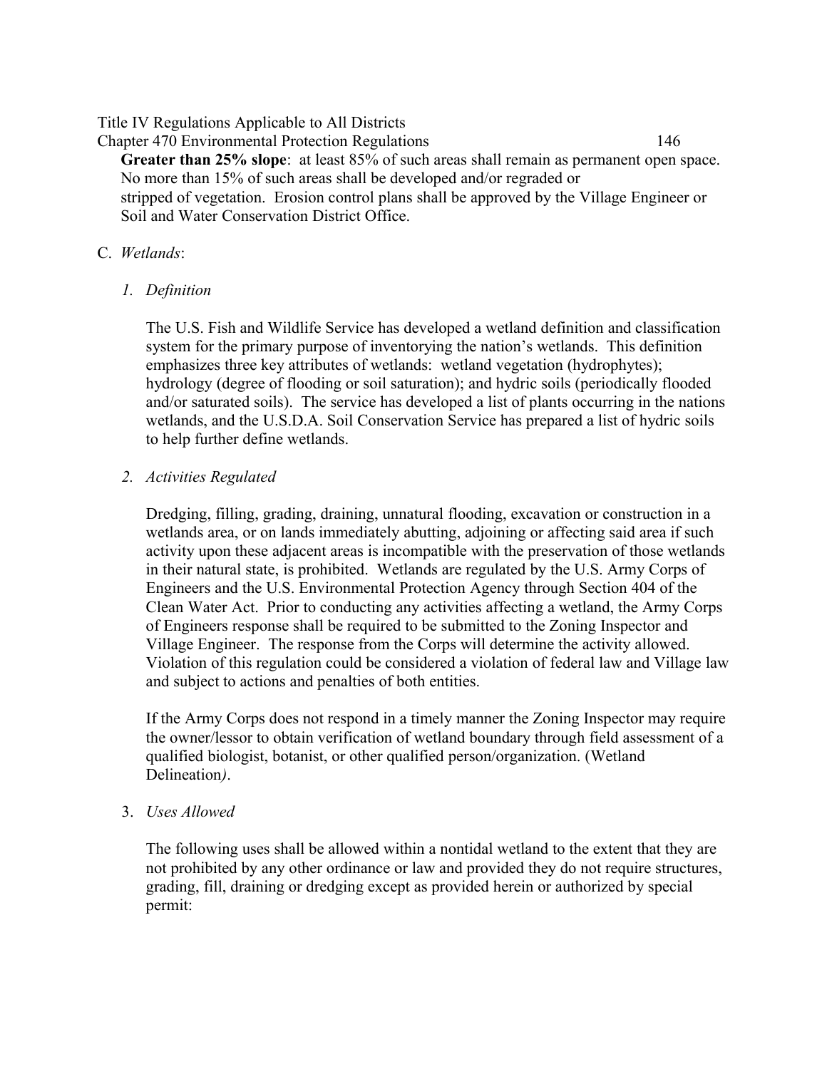**Greater than 25% slope**: at least 85% of such areas shall remain as permanent open space. No more than 15% of such areas shall be developed and/or regraded or stripped of vegetation. Erosion control plans shall be approved by the Village Engineer or Soil and Water Conservation District Office.

C. *Wetlands*:

1. *Definition*

   The U.S. Fish and Wildlife Service has developed a wetland definition and classification system for the primary purpose of inventorying the nation's wetlands. This definition emphasizes three key attributes of wetlands: wetland vegetation (hydrophytes); hydrology (degree of flooding or soil saturation); and hydric soils (periodically flooded and/or saturated soils). The service has developed a list of plants occurring in the nations wetlands, and the U.S.D.A. Soil Conservation Service has prepared a list of hydric soils to help further define wetlands.

2. *Activities Regulated*

   Dredging, filling, grading, draining, unnatural flooding, excavation or construction in a wetlands area, or on lands immediately abutting, adjoining or affecting said area if such activity upon these adjacent areas is incompatible with the preservation of those wetlands in their natural state, is prohibited. Wetlands are regulated by the U.S. Army Corps of Engineers and the U.S. Environmental Protection Agency through Section 404 of the Clean Water Act. Prior to conducting any activities affecting a wetland, the Army Corps of Engineers response shall be required to be submitted to the Zoning Inspector and Village Engineer. The response from the Corps will determine the activity allowed. Violation of this regulation could be considered a violation of federal law and Village law and subject to actions and penalties of both entities.

   If the Army Corps does not respond in a timely manner the Zoning Inspector may require the owner/lessor to obtain verification of wetland boundary through field assessment of a qualified biologist, botanist, or other qualified person/organization. (Wetland Delineation*)*.

3. *Uses Allowed*

   The following uses shall be allowed within a nontidal wetland to the extent that they are not prohibited by any other ordinance or law and provided they do not require structures, grading, fill, draining or dredging except as provided herein or authorized by special permit: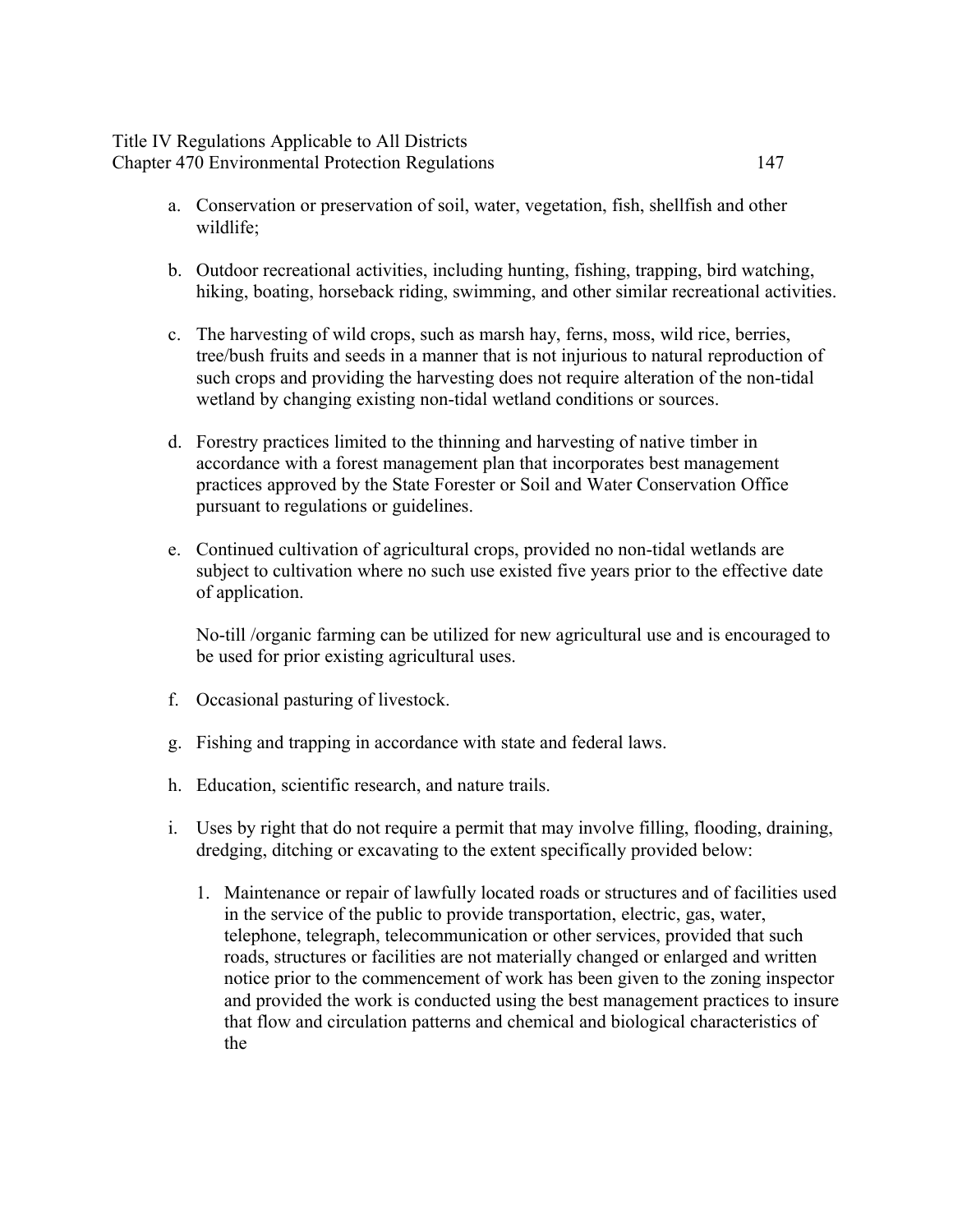a. Conservation or preservation of soil, water, vegetation, fish, shellfish and other wildlife;

b. Outdoor recreational activities, including hunting, fishing, trapping, bird watching, hiking, boating, horseback riding, swimming, and other similar recreational activities.

c. The harvesting of wild crops, such as marsh hay, ferns, moss, wild rice, berries, tree/bush fruits and seeds in a manner that is not injurious to natural reproduction of such crops and providing the harvesting does not require alteration of the non-tidal wetland by changing existing non-tidal wetland conditions or sources.

d. Forestry practices limited to the thinning and harvesting of native timber in accordance with a forest management plan that incorporates best management practices approved by the State Forester or Soil and Water Conservation Office pursuant to regulations or guidelines.

e. Continued cultivation of agricultural crops, provided no non-tidal wetlands are subject to cultivation where no such use existed five years prior to the effective date of application.

   No-till /organic farming can be utilized for new agricultural use and is encouraged to be used for prior existing agricultural uses.

f. Occasional pasturing of livestock.

g. Fishing and trapping in accordance with state and federal laws.

h. Education, scientific research, and nature trails.

i. Uses by right that do not require a permit that may involve filling, flooding, draining, dredging, ditching or excavating to the extent specifically provided below:

   1. Maintenance or repair of lawfully located roads or structures and of facilities used in the service of the public to provide transportation, electric, gas, water, telephone, telegraph, telecommunication or other services, provided that such roads, structures or facilities are not materially changed or enlarged and written notice prior to the commencement of work has been given to the zoning inspector and provided the work is conducted using the best management practices to insure that flow and circulation patterns and chemical and biological characteristics of the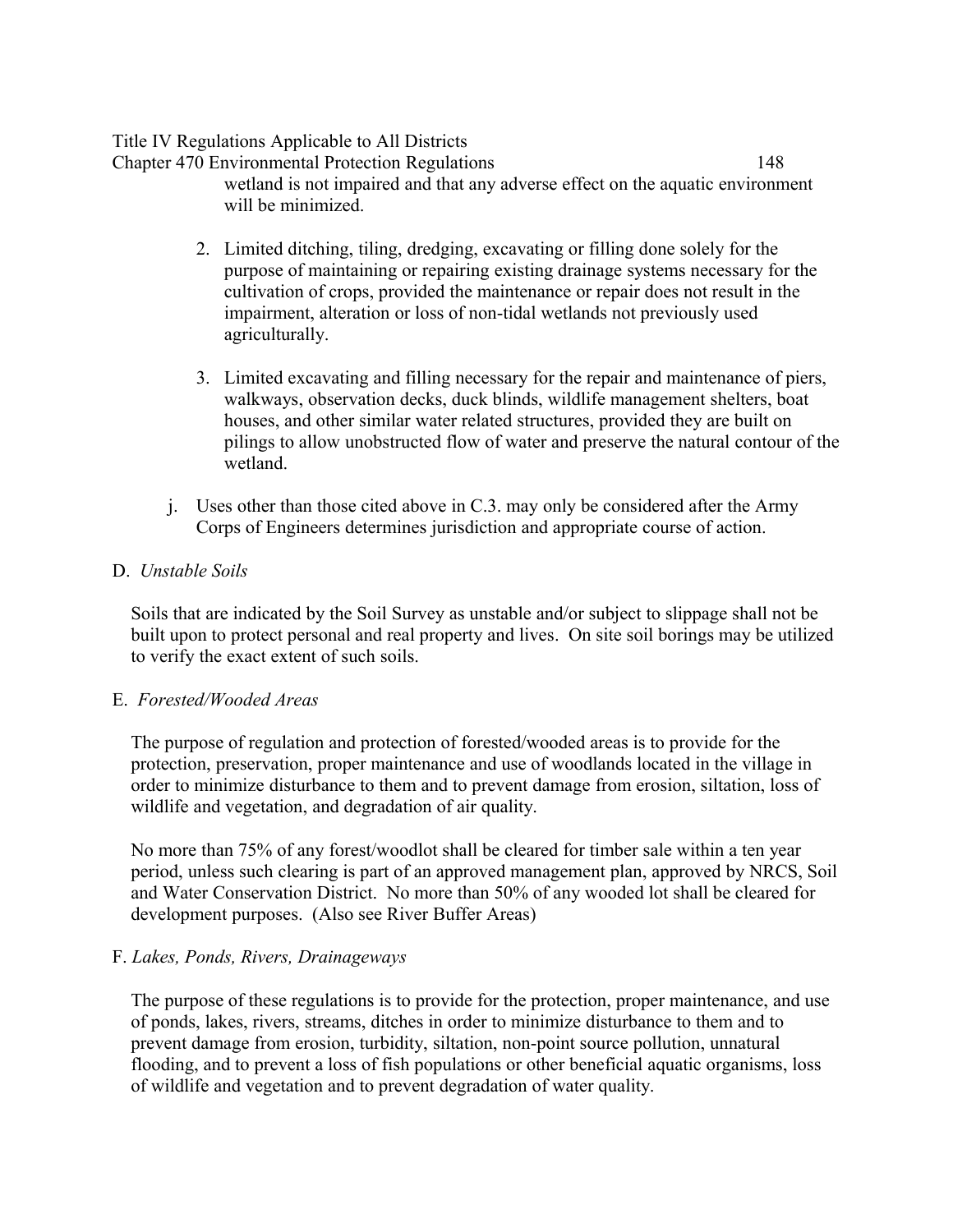wetland is not impaired and that any adverse effect on the aquatic environment will be minimized.

2. Limited ditching, tiling, dredging, excavating or filling done solely for the purpose of maintaining or repairing existing drainage systems necessary for the cultivation of crops, provided the maintenance or repair does not result in the impairment, alteration or loss of non-tidal wetlands not previously used agriculturally.

3. Limited excavating and filling necessary for the repair and maintenance of piers, walkways, observation decks, duck blinds, wildlife management shelters, boat houses, and other similar water related structures, provided they are built on pilings to allow unobstructed flow of water and preserve the natural contour of the wetland.

j. Uses other than those cited above in C.3. may only be considered after the Army Corps of Engineers determines jurisdiction and appropriate course of action.

D. *Unstable Soils*

Soils that are indicated by the Soil Survey as unstable and/or subject to slippage shall not be built upon to protect personal and real property and lives. On site soil borings may be utilized to verify the exact extent of such soils.

E. *Forested/Wooded Areas*

The purpose of regulation and protection of forested/wooded areas is to provide for the protection, preservation, proper maintenance and use of woodlands located in the village in order to minimize disturbance to them and to prevent damage from erosion, siltation, loss of wildlife and vegetation, and degradation of air quality.

No more than 75% of any forest/woodlot shall be cleared for timber sale within a ten year period, unless such clearing is part of an approved management plan, approved by NRCS, Soil and Water Conservation District. No more than 50% of any wooded lot shall be cleared for development purposes. (Also see River Buffer Areas)

F. *Lakes, Ponds, Rivers, Drainageways*

The purpose of these regulations is to provide for the protection, proper maintenance, and use of ponds, lakes, rivers, streams, ditches in order to minimize disturbance to them and to prevent damage from erosion, turbidity, siltation, non-point source pollution, unnatural flooding, and to prevent a loss of fish populations or other beneficial aquatic organisms, loss of wildlife and vegetation and to prevent degradation of water quality.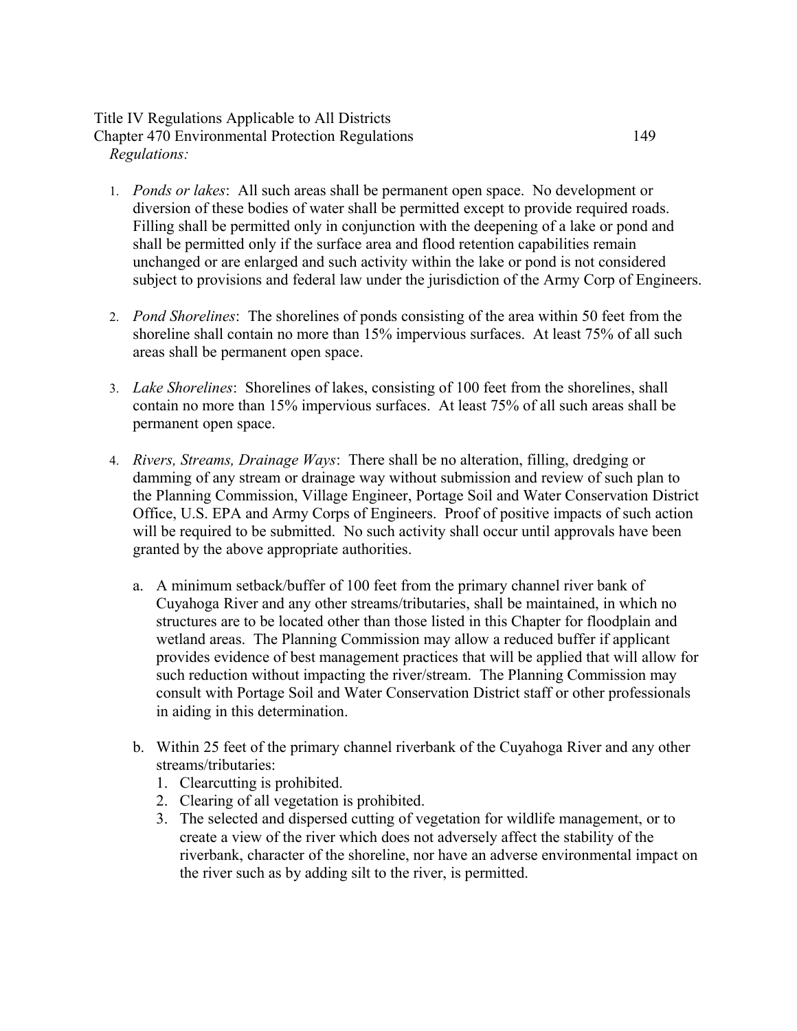*Regulations:*

1. *Ponds or lakes*: All such areas shall be permanent open space. No development or diversion of these bodies of water shall be permitted except to provide required roads. Filling shall be permitted only in conjunction with the deepening of a lake or pond and shall be permitted only if the surface area and flood retention capabilities remain unchanged or are enlarged and such activity within the lake or pond is not considered subject to provisions and federal law under the jurisdiction of the Army Corp of Engineers.

2. *Pond Shorelines*: The shorelines of ponds consisting of the area within 50 feet from the shoreline shall contain no more than 15% impervious surfaces. At least 75% of all such areas shall be permanent open space.

3. *Lake Shorelines*: Shorelines of lakes, consisting of 100 feet from the shorelines, shall contain no more than 15% impervious surfaces. At least 75% of all such areas shall be permanent open space.

4. *Rivers, Streams, Drainage Ways*: There shall be no alteration, filling, dredging or damming of any stream or drainage way without submission and review of such plan to the Planning Commission, Village Engineer, Portage Soil and Water Conservation District Office, U.S. EPA and Army Corps of Engineers. Proof of positive impacts of such action will be required to be submitted. No such activity shall occur until approvals have been granted by the above appropriate authorities.

   a. A minimum setback/buffer of 100 feet from the primary channel river bank of Cuyahoga River and any other streams/tributaries, shall be maintained, in which no structures are to be located other than those listed in this Chapter for floodplain and wetland areas. The Planning Commission may allow a reduced buffer if applicant provides evidence of best management practices that will be applied that will allow for such reduction without impacting the river/stream. The Planning Commission may consult with Portage Soil and Water Conservation District staff or other professionals in aiding in this determination.

   b. Within 25 feet of the primary channel riverbank of the Cuyahoga River and any other streams/tributaries:
      1. Clearcutting is prohibited.
      2. Clearing of all vegetation is prohibited.
      3. The selected and dispersed cutting of vegetation for wildlife management, or to create a view of the river which does not adversely affect the stability of the riverbank, character of the shoreline, nor have an adverse environmental impact on the river such as by adding silt to the river, is permitted.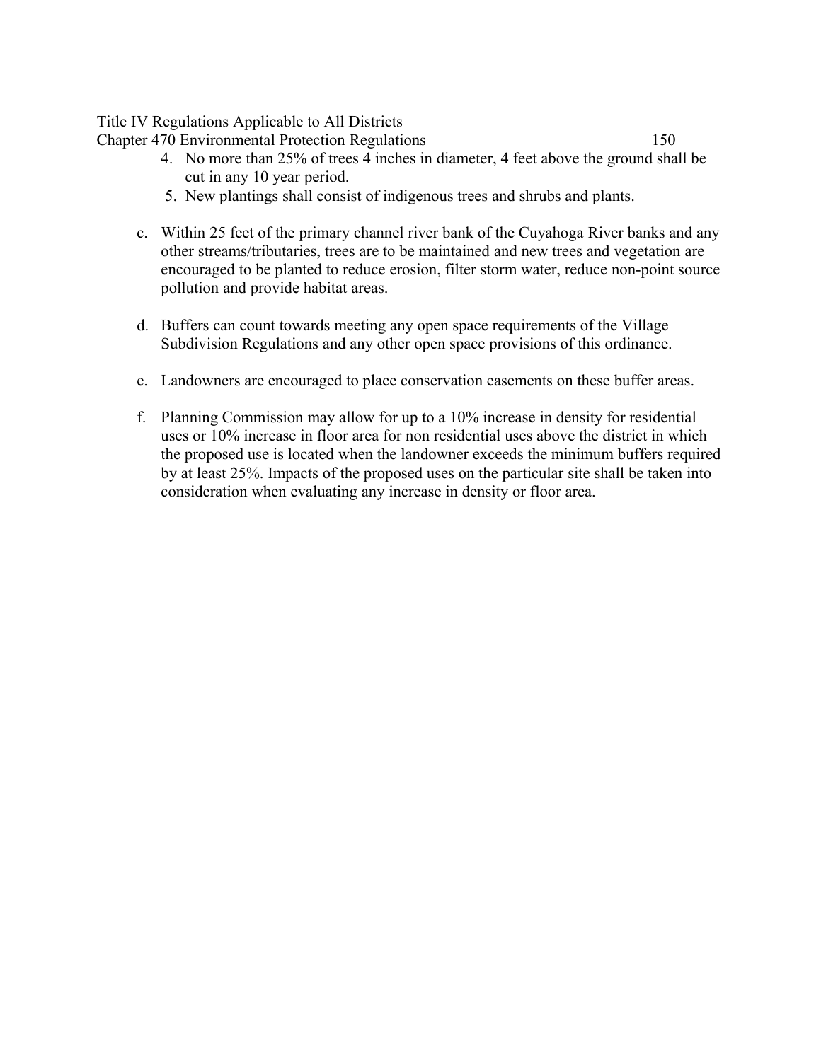4. No more than 25% of trees 4 inches in diameter, 4 feet above the ground shall be cut in any 10 year period.
5. New plantings shall consist of indigenous trees and shrubs and plants.

c. Within 25 feet of the primary channel river bank of the Cuyahoga River banks and any other streams/tributaries, trees are to be maintained and new trees and vegetation are encouraged to be planted to reduce erosion, filter storm water, reduce non-point source pollution and provide habitat areas.

d. Buffers can count towards meeting any open space requirements of the Village Subdivision Regulations and any other open space provisions of this ordinance.

e. Landowners are encouraged to place conservation easements on these buffer areas.

f. Planning Commission may allow for up to a 10% increase in density for residential uses or 10% increase in floor area for non residential uses above the district in which the proposed use is located when the landowner exceeds the minimum buffers required by at least 25%. Impacts of the proposed uses on the particular site shall be taken into consideration when evaluating any increase in density or floor area.